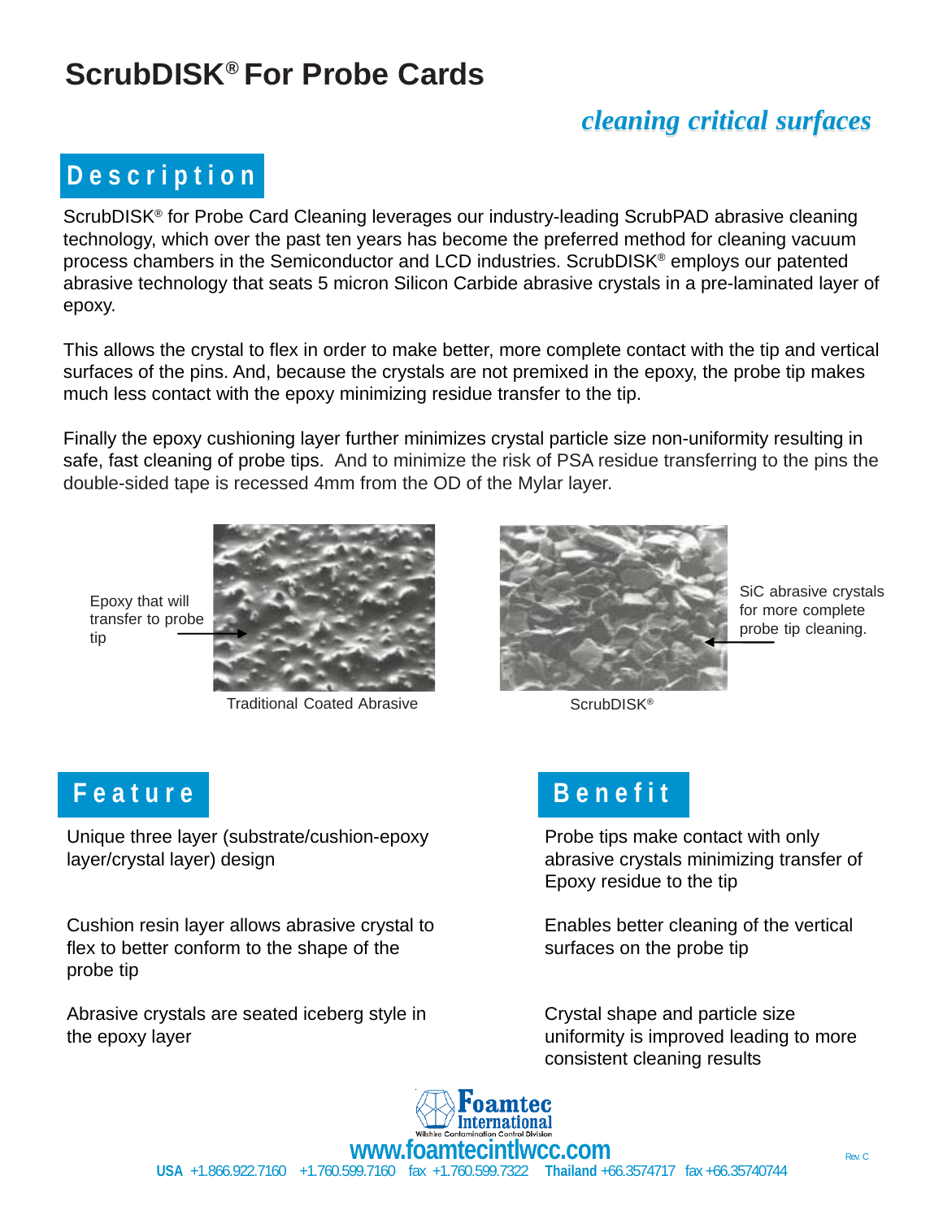# ScrubDISK® For Probe Cards

*cleaning critical surfaces*

## Description

ScrubDISK® for Probe Card Cleaning leverages our industry-leading ScrubPAD abrasive cleaning technology, which over the past ten years has become the preferred method for cleaning vacuum process chambers in the Semiconductor and LCD industries. ScrubDISK® employs our patented abrasive technology that seats 5 micron Silicon Carbide abrasive crystals in a pre-laminated layer of epoxy.

This allows the crystal to flex in order to make better, more complete contact with the tip and vertical surfaces of the pins. And, because the crystals are not premixed in the epoxy, the probe tip makes much less contact with the epoxy minimizing residue transfer to the tip.

Finally the epoxy cushioning layer further minimizes crystal particle size non-uniformity resulting in safe, fast cleaning of probe tips. And to minimize the risk of PSA residue transferring to the pins the double-sided tape is recessed 4mm from the OD of the Mylar layer.

Epoxy that will transfer to probe tip

Traditional Coated Abrasive

SiC abrasive crystals for more complete probe tip cleaning.

ScrubDISK®

| Feature | Benefit |
| --- | --- |
| Unique three layer (substrate/cushion-epoxy layer/crystal layer) design | Probe tips make contact with only abrasive crystals minimizing transfer of Epoxy residue to the tip |
| Cushion resin layer allows abrasive crystal to flex to better conform to the shape of the probe tip | Enables better cleaning of the vertical surfaces on the probe tip |
| Abrasive crystals are seated iceberg style in the epoxy layer | Crystal shape and particle size uniformity is improved leading to more consistent cleaning results |

Foamtec International
Wilshire Contamination Control Division

www.foamtecintlwcc.com

**USA** +1.866.922.7160 +1.760.599.7160 fax +1.760.599.7322 **Thailand** +66.3574717 fax +66.35740744

Rev. C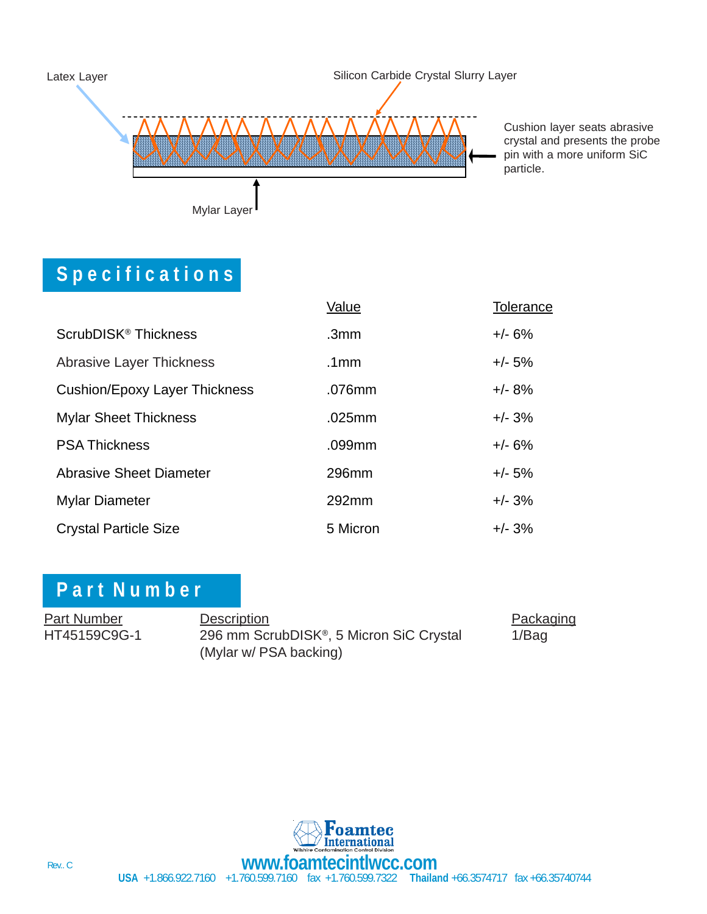Latex Layer

Silicon Carbide Crystal Slurry Layer

Cushion layer seats abrasive crystal and presents the probe pin with a more uniform SiC particle.

Mylar Layer

## Specifications

| | Value | Tolerance |
|---|---|---|
| ScrubDISK® Thickness | .3mm | +/- 6% |
| Abrasive Layer Thickness | .1mm | +/- 5% |
| Cushion/Epoxy Layer Thickness | .076mm | +/- 8% |
| Mylar Sheet Thickness | .025mm | +/- 3% |
| PSA Thickness | .099mm | +/- 6% |
| Abrasive Sheet Diameter | 296mm | +/- 5% |
| Mylar Diameter | 292mm | +/- 3% |
| Crystal Particle Size | 5 Micron | +/- 3% |

## Part Number

| Part Number | Description | Packaging |
|---|---|---|
| HT45159C9G-1 | 296 mm ScrubDISK®, 5 Micron SiC Crystal (Mylar w/ PSA backing) | 1/Bag |

Foamtec International
Wilshire Contamination Control Division

Rev.. C

www.foamtecintlwcc.com

USA +1.866.922.7160 +1.760.599.7160 fax +1.760.599.7322 Thailand +66.3574717 fax +66.35740744